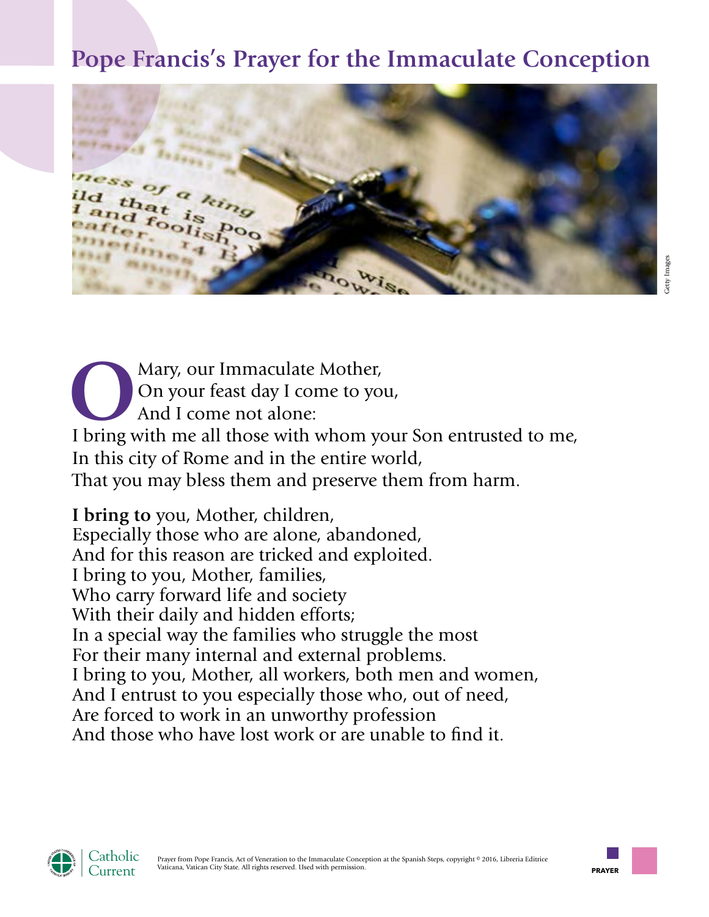# Pope Francis's Prayer for the Immaculate Conception

O Mary, our Immaculate Mother,
On your feast day I come to you,
And I come not alone:
I bring with me all those with whom your Son entrusted to me,
In this city of Rome and in the entire world,
That you may bless them and preserve them from harm.

**I bring to** you, Mother, children,
Especially those who are alone, abandoned,
And for this reason are tricked and exploited.
I bring to you, Mother, families,
Who carry forward life and society
With their daily and hidden efforts;
In a special way the families who struggle the most
For their many internal and external problems.
I bring to you, Mother, all workers, both men and women,
And I entrust to you especially those who, out of need,
Are forced to work in an unworthy profession
And those who have lost work or are unable to find it.

Prayer from Pope Francis, Act of Veneration to the Immaculate Conception at the Spanish Steps, copyright © 2016, Libreria Editrice Vaticana, Vatican City State. All rights reserved. Used with permission.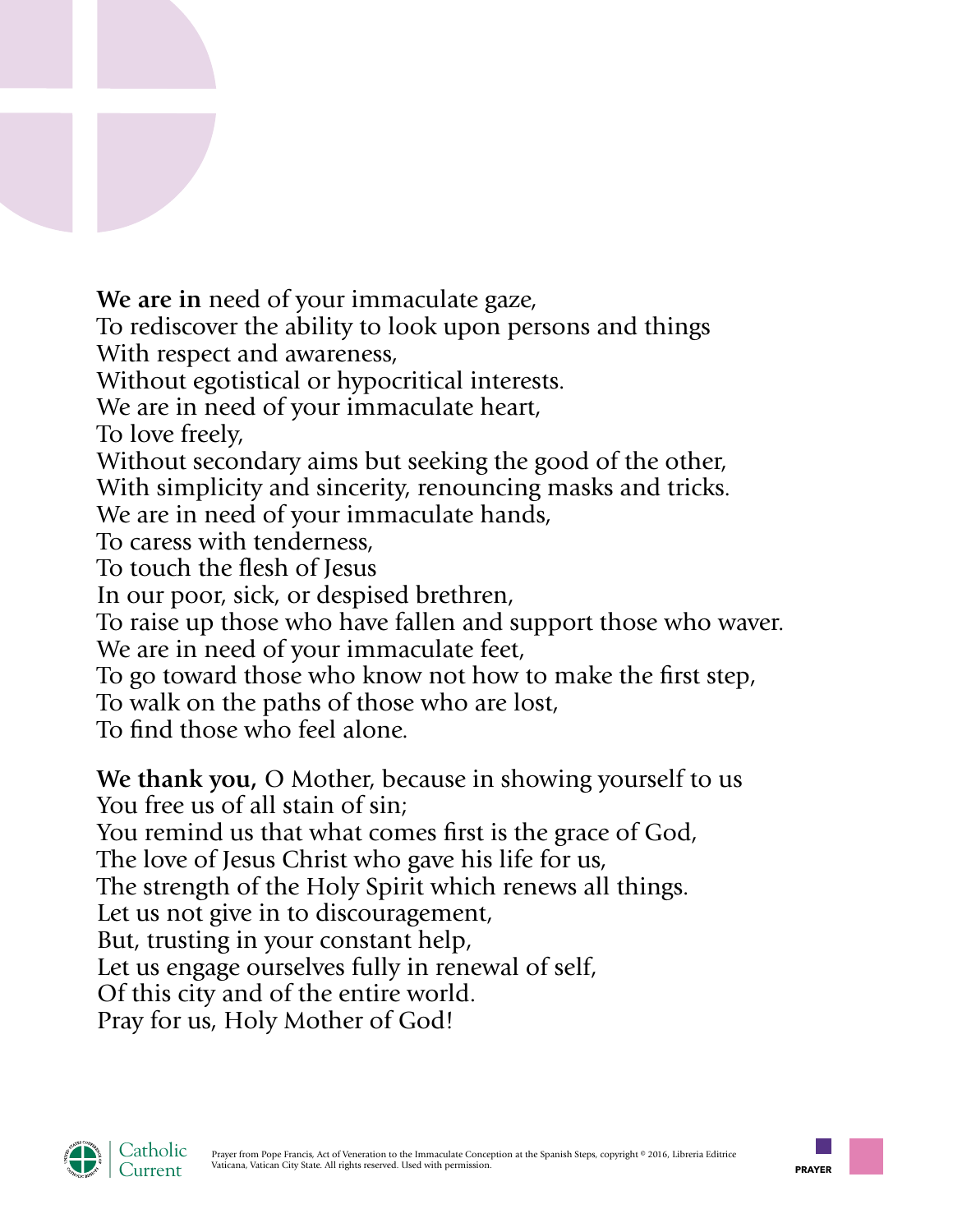**We are in** need of your immaculate gaze,
To rediscover the ability to look upon persons and things
With respect and awareness,
Without egotistical or hypocritical interests.
We are in need of your immaculate heart,
To love freely,
Without secondary aims but seeking the good of the other,
With simplicity and sincerity, renouncing masks and tricks.
We are in need of your immaculate hands,
To caress with tenderness,
To touch the flesh of Jesus
In our poor, sick, or despised brethren,
To raise up those who have fallen and support those who waver.
We are in need of your immaculate feet,
To go toward those who know not how to make the first step,
To walk on the paths of those who are lost,
To find those who feel alone.

**We thank you,** O Mother, because in showing yourself to us
You free us of all stain of sin;
You remind us that what comes first is the grace of God,
The love of Jesus Christ who gave his life for us,
The strength of the Holy Spirit which renews all things.
Let us not give in to discouragement,
But, trusting in your constant help,
Let us engage ourselves fully in renewal of self,
Of this city and of the entire world.
Pray for us, Holy Mother of God!

Prayer from Pope Francis, Act of Veneration to the Immaculate Conception at the Spanish Steps, copyright © 2016, Libreria Editrice Vaticana, Vatican City State. All rights reserved. Used with permission.